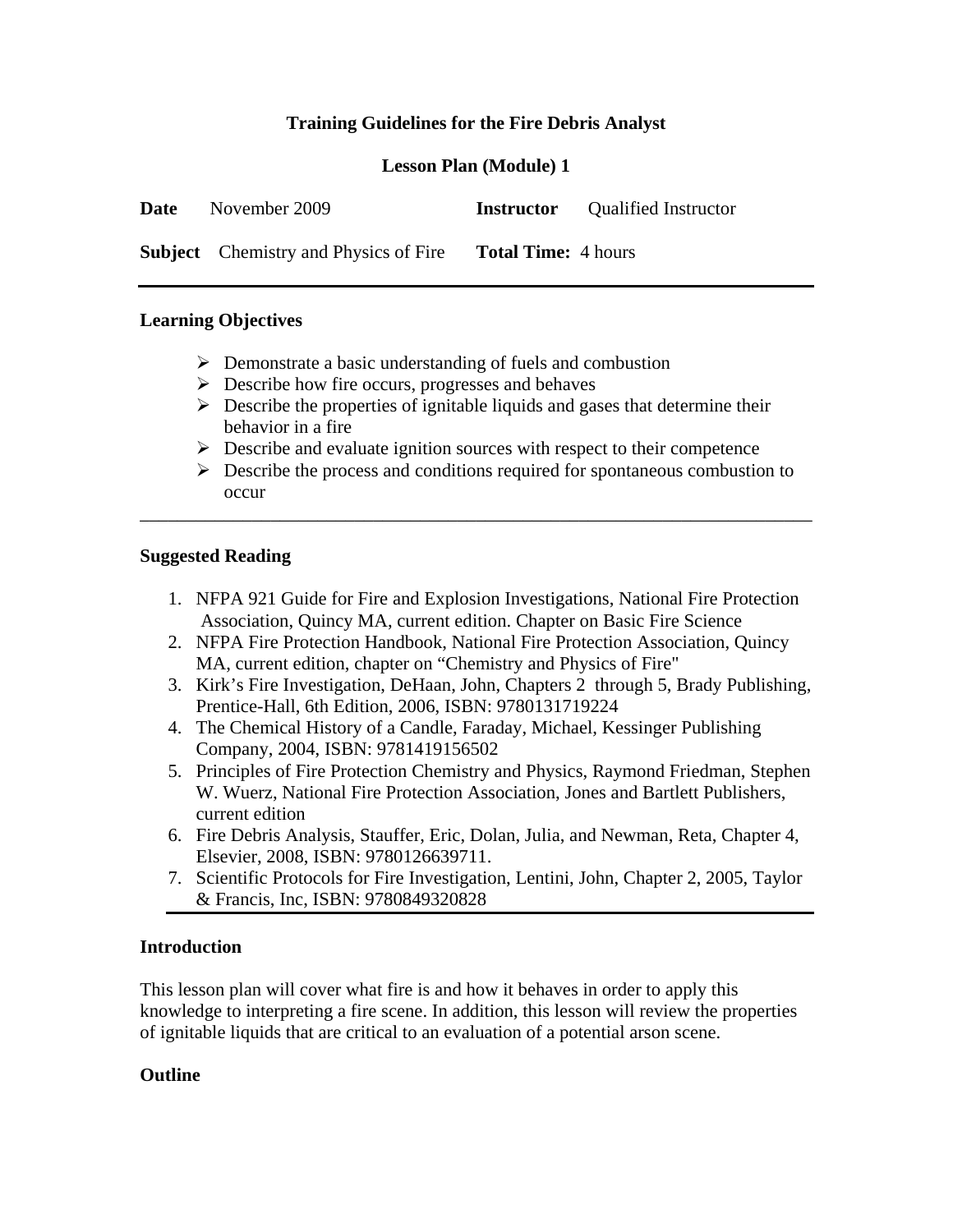# Training Guidelines for the Fire Debris Analyst

## Lesson Plan (Module) 1

**Date** November 2009 **Instructor** Qualified Instructor

**Subject** Chemistry and Physics of Fire **Total Time:** 4 hours

---

### Learning Objectives

- Demonstrate a basic understanding of fuels and combustion
- Describe how fire occurs, progresses and behaves
- Describe the properties of ignitable liquids and gases that determine their behavior in a fire
- Describe and evaluate ignition sources with respect to their competence
- Describe the process and conditions required for spontaneous combustion to occur

---

### Suggested Reading

1. NFPA 921 Guide for Fire and Explosion Investigations, National Fire Protection Association, Quincy MA, current edition. Chapter on Basic Fire Science
2. NFPA Fire Protection Handbook, National Fire Protection Association, Quincy MA, current edition, chapter on "Chemistry and Physics of Fire"
3. Kirk's Fire Investigation, DeHaan, John, Chapters 2 through 5, Brady Publishing, Prentice-Hall, 6th Edition, 2006, ISBN: 9780131719224
4. The Chemical History of a Candle, Faraday, Michael, Kessinger Publishing Company, 2004, ISBN: 9781419156502
5. Principles of Fire Protection Chemistry and Physics, Raymond Friedman, Stephen W. Wuerz, National Fire Protection Association, Jones and Bartlett Publishers, current edition
6. Fire Debris Analysis, Stauffer, Eric, Dolan, Julia, and Newman, Reta, Chapter 4, Elsevier, 2008, ISBN: 9780126639711.
7. Scientific Protocols for Fire Investigation, Lentini, John, Chapter 2, 2005, Taylor & Francis, Inc, ISBN: 9780849320828

---

### Introduction

This lesson plan will cover what fire is and how it behaves in order to apply this knowledge to interpreting a fire scene. In addition, this lesson will review the properties of ignitable liquids that are critical to an evaluation of a potential arson scene.

### Outline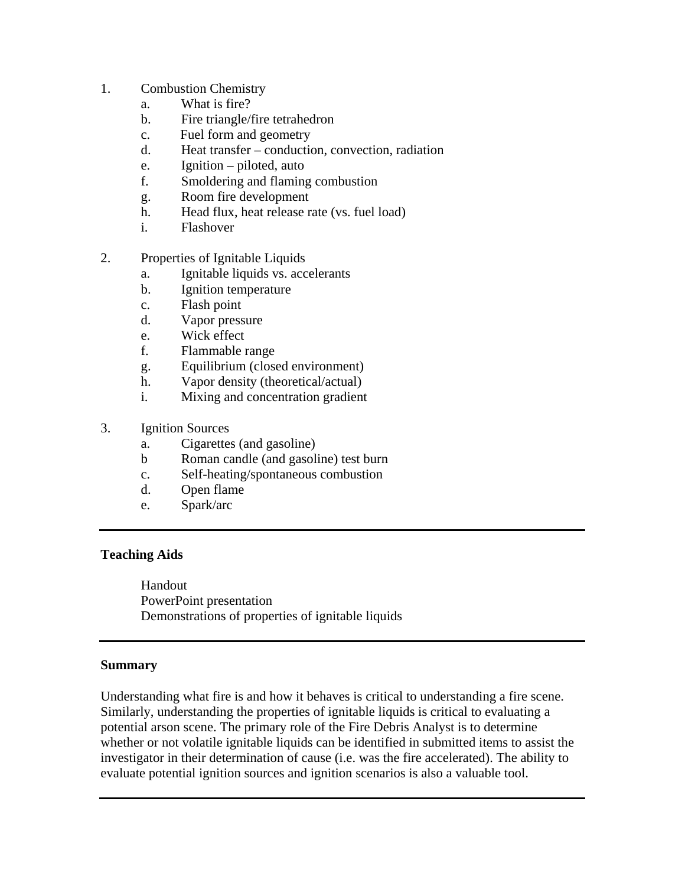1. Combustion Chemistry
    a. What is fire?
    b. Fire triangle/fire tetrahedron
    c. Fuel form and geometry
    d. Heat transfer – conduction, convection, radiation
    e. Ignition – piloted, auto
    f. Smoldering and flaming combustion
    g. Room fire development
    h. Head flux, heat release rate (vs. fuel load)
    i. Flashover

2. Properties of Ignitable Liquids
    a. Ignitable liquids vs. accelerants
    b. Ignition temperature
    c. Flash point
    d. Vapor pressure
    e. Wick effect
    f. Flammable range
    g. Equilibrium (closed environment)
    h. Vapor density (theoretical/actual)
    i. Mixing and concentration gradient

3. Ignition Sources
    a. Cigarettes (and gasoline)
    b Roman candle (and gasoline) test burn
    c. Self-heating/spontaneous combustion
    d. Open flame
    e. Spark/arc

---

**Teaching Aids**

Handout
PowerPoint presentation
Demonstrations of properties of ignitable liquids

---

**Summary**

Understanding what fire is and how it behaves is critical to understanding a fire scene. Similarly, understanding the properties of ignitable liquids is critical to evaluating a potential arson scene. The primary role of the Fire Debris Analyst is to determine whether or not volatile ignitable liquids can be identified in submitted items to assist the investigator in their determination of cause (i.e. was the fire accelerated). The ability to evaluate potential ignition sources and ignition scenarios is also a valuable tool.

---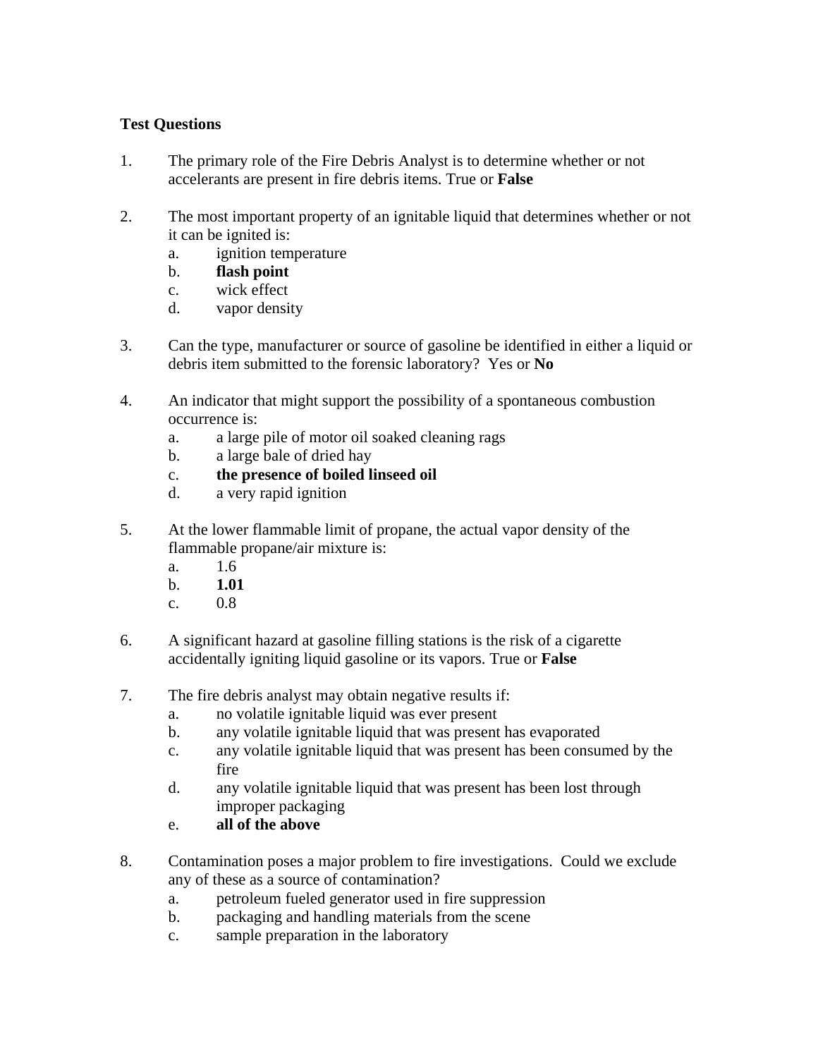**Test Questions**

1. The primary role of the Fire Debris Analyst is to determine whether or not accelerants are present in fire debris items. True or **False**

2. The most important property of an ignitable liquid that determines whether or not it can be ignited is:
   a. ignition temperature
   b. **flash point**
   c. wick effect
   d. vapor density

3. Can the type, manufacturer or source of gasoline be identified in either a liquid or debris item submitted to the forensic laboratory? Yes or **No**

4. An indicator that might support the possibility of a spontaneous combustion occurrence is:
   a. a large pile of motor oil soaked cleaning rags
   b. a large bale of dried hay
   c. **the presence of boiled linseed oil**
   d. a very rapid ignition

5. At the lower flammable limit of propane, the actual vapor density of the flammable propane/air mixture is:
   a. 1.6
   b. **1.01**
   c. 0.8

6. A significant hazard at gasoline filling stations is the risk of a cigarette accidentally igniting liquid gasoline or its vapors. True or **False**

7. The fire debris analyst may obtain negative results if:
   a. no volatile ignitable liquid was ever present
   b. any volatile ignitable liquid that was present has evaporated
   c. any volatile ignitable liquid that was present has been consumed by the fire
   d. any volatile ignitable liquid that was present has been lost through improper packaging
   e. **all of the above**

8. Contamination poses a major problem to fire investigations. Could we exclude any of these as a source of contamination?
   a. petroleum fueled generator used in fire suppression
   b. packaging and handling materials from the scene
   c. sample preparation in the laboratory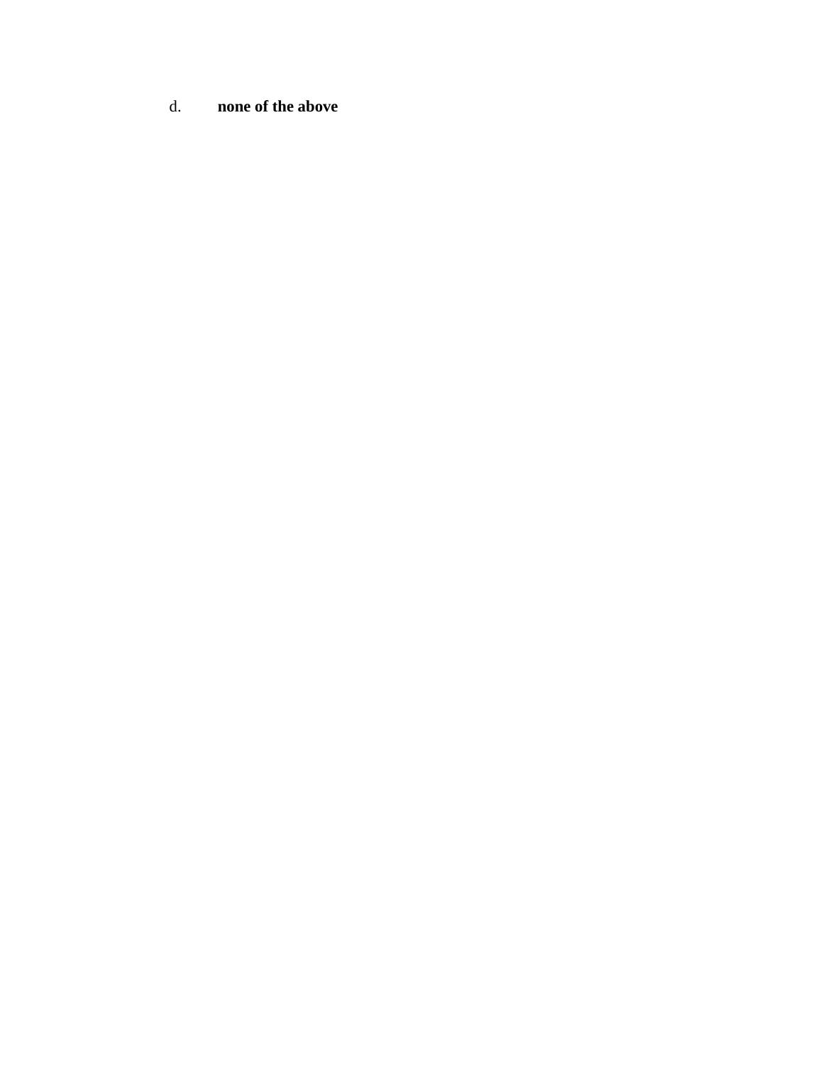d. **none of the above**